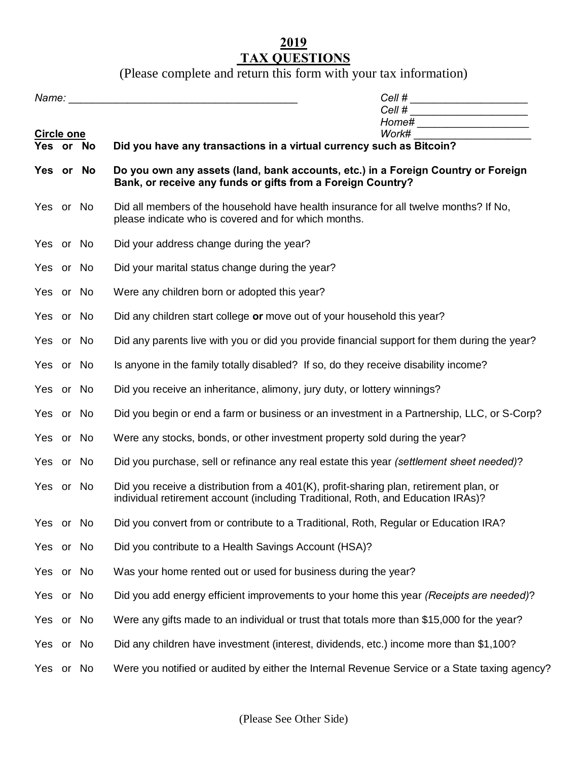# 2019
# TAX QUESTIONS

(Please complete and return this form with your tax information)

*Name:* ______________________________________

*Cell #* ____________________
*Cell #* ____________________
*Home#* ____________________
*Work#* ____________________

**Circle one**

| | |
|---|---|
| **Yes or No** | **Did you have any transactions in a virtual currency such as Bitcoin?** |
| **Yes or No** | **Do you own any assets (land, bank accounts, etc.) in a Foreign Country or Foreign Bank, or receive any funds or gifts from a Foreign Country?** |
| Yes or No | Did all members of the household have health insurance for all twelve months? If No, please indicate who is covered and for which months. |
| Yes or No | Did your address change during the year? |
| Yes or No | Did your marital status change during the year? |
| Yes or No | Were any children born or adopted this year? |
| Yes or No | Did any children start college **or** move out of your household this year? |
| Yes or No | Did any parents live with you or did you provide financial support for them during the year? |
| Yes or No | Is anyone in the family totally disabled? If so, do they receive disability income? |
| Yes or No | Did you receive an inheritance, alimony, jury duty, or lottery winnings? |
| Yes or No | Did you begin or end a farm or business or an investment in a Partnership, LLC, or S-Corp? |
| Yes or No | Were any stocks, bonds, or other investment property sold during the year? |
| Yes or No | Did you purchase, sell or refinance any real estate this year *(settlement sheet needed)*? |
| Yes or No | Did you receive a distribution from a 401(K), profit-sharing plan, retirement plan, or individual retirement account (including Traditional, Roth, and Education IRAs)? |
| Yes or No | Did you convert from or contribute to a Traditional, Roth, Regular or Education IRA? |
| Yes or No | Did you contribute to a Health Savings Account (HSA)? |
| Yes or No | Was your home rented out or used for business during the year? |
| Yes or No | Did you add energy efficient improvements to your home this year *(Receipts are needed)*? |
| Yes or No | Were any gifts made to an individual or trust that totals more than $15,000 for the year? |
| Yes or No | Did any children have investment (interest, dividends, etc.) income more than $1,100? |
| Yes or No | Were you notified or audited by either the Internal Revenue Service or a State taxing agency? |

(Please See Other Side)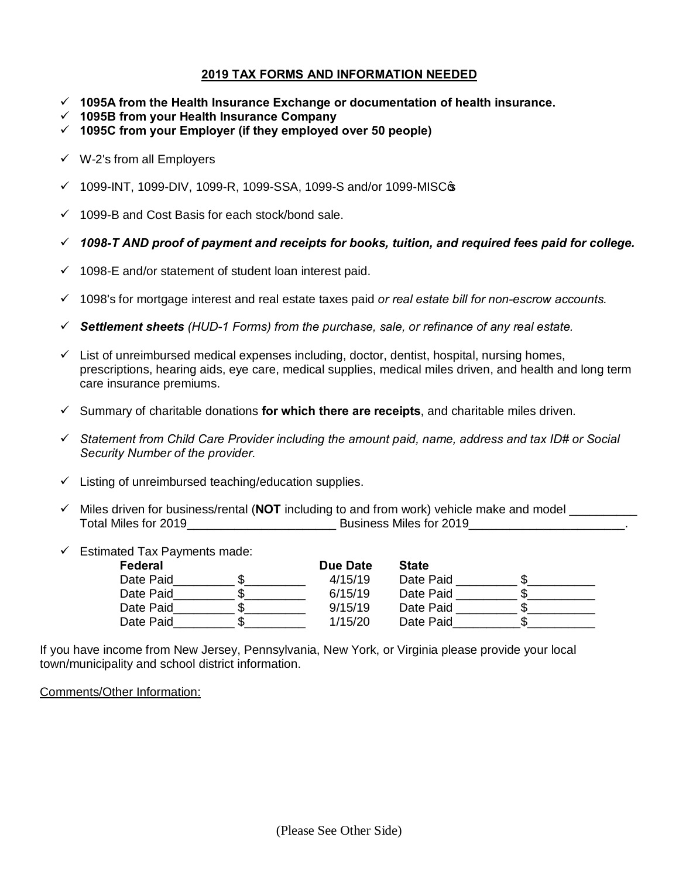## 2019 TAX FORMS AND INFORMATION NEEDED

- ✓ **1095A from the Health Insurance Exchange or documentation of health insurance.**
- ✓ **1095B from your Health Insurance Company**
- ✓ **1095C from your Employer (if they employed over 50 people)**
- ✓ W-2's from all Employers
- ✓ 1099-INT, 1099-DIV, 1099-R, 1099-SSA, 1099-S and/or 1099-MISC's
- ✓ 1099-B and Cost Basis for each stock/bond sale.
- ✓ ***1098-T AND proof of payment and receipts for books, tuition, and required fees paid for college.***
- ✓ 1098-E and/or statement of student loan interest paid.
- ✓ 1098's for mortgage interest and real estate taxes paid *or real estate bill for non-escrow accounts.*
- ✓ ***Settlement sheets*** *(HUD-1 Forms) from the purchase, sale, or refinance of any real estate.*
- ✓ List of unreimbursed medical expenses including, doctor, dentist, hospital, nursing homes, prescriptions, hearing aids, eye care, medical supplies, medical miles driven, and health and long term care insurance premiums.
- ✓ Summary of charitable donations **for which there are receipts**, and charitable miles driven.
- ✓ *Statement from Child Care Provider including the amount paid, name, address and tax ID# or Social Security Number of the provider.*
- ✓ Listing of unreimbursed teaching/education supplies.
- ✓ Miles driven for business/rental (**NOT** including to and from work) vehicle make and model __________ Total Miles for 2019______________________ Business Miles for 2019_______________________.
- ✓ Estimated Tax Payments made:

| **Federal** | | **Due Date** | **State** | |
|---|---|---|---|---|
| Date Paid_________ | $_________ | 4/15/19 | Date Paid _________ | $__________ |
| Date Paid_________ | $_________ | 6/15/19 | Date Paid _________ | $__________ |
| Date Paid_________ | $_________ | 9/15/19 | Date Paid _________ | $__________ |
| Date Paid_________ | $_________ | 1/15/20 | Date Paid__________ | $__________ |

If you have income from New Jersey, Pennsylvania, New York, or Virginia please provide your local town/municipality and school district information.

Comments/Other Information:

(Please See Other Side)